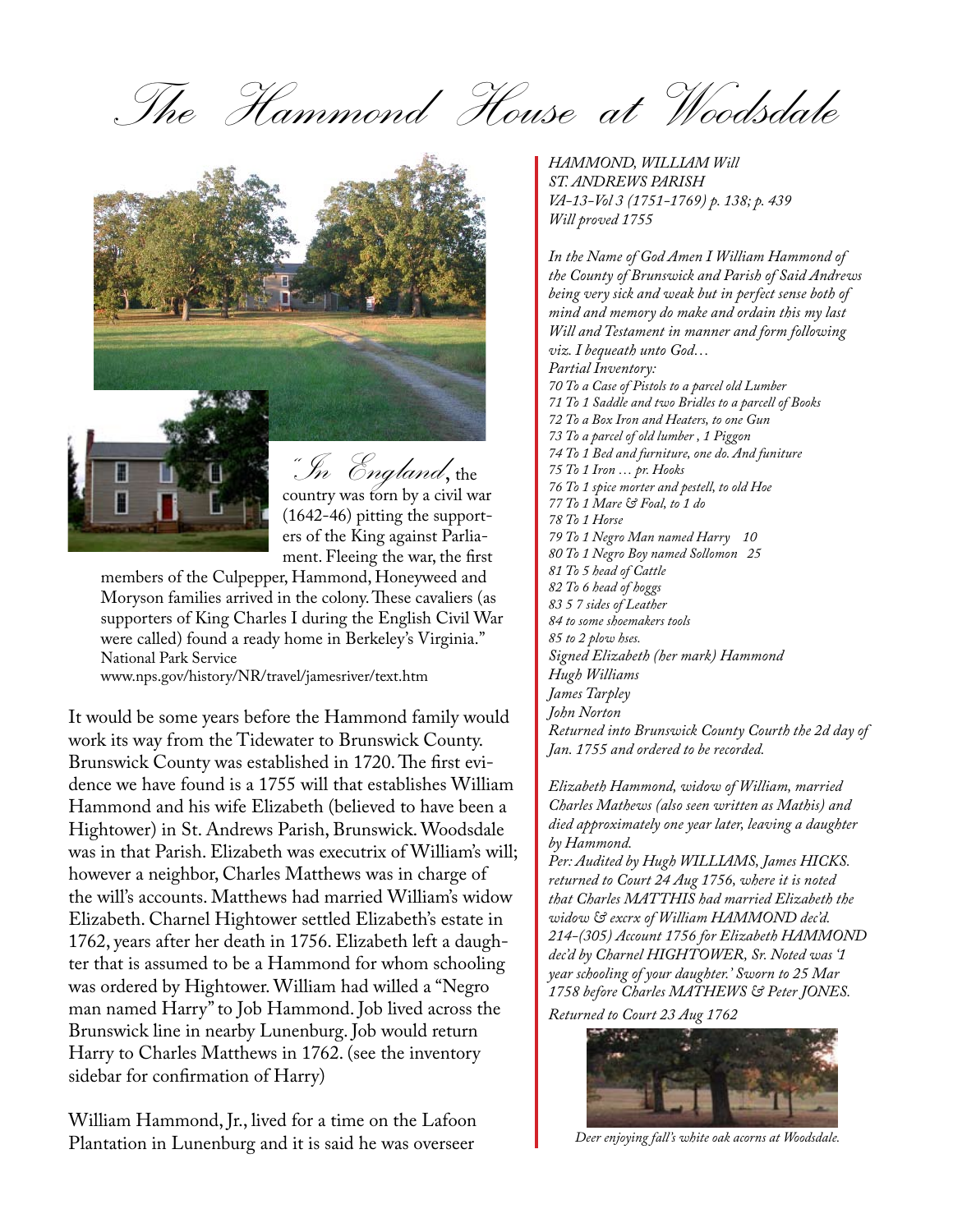# The Hammond House at Woodsdale

"*In England*, the country was torn by a civil war (1642-46) pitting the supporters of the King against Parliament. Fleeing the war, the first members of the Culpepper, Hammond, Honeyweed and Moryson families arrived in the colony. These cavaliers (as supporters of King Charles I during the English Civil War were called) found a ready home in Berkeley's Virginia."
National Park Service
www.nps.gov/history/NR/travel/jamesriver/text.htm

It would be some years before the Hammond family would work its way from the Tidewater to Brunswick County. Brunswick County was established in 1720. The first evidence we have found is a 1755 will that establishes William Hammond and his wife Elizabeth (believed to have been a Hightower) in St. Andrews Parish, Brunswick. Woodsdale was in that Parish. Elizabeth was executrix of William's will; however a neighbor, Charles Matthews was in charge of the will's accounts. Matthews had married William's widow Elizabeth. Charnel Hightower settled Elizabeth's estate in 1762, years after her death in 1756. Elizabeth left a daughter that is assumed to be a Hammond for whom schooling was ordered by Hightower. William had willed a "Negro man named Harry" to Job Hammond. Job lived across the Brunswick line in nearby Lunenburg. Job would return Harry to Charles Matthews in 1762. (see the inventory sidebar for confirmation of Harry)

William Hammond, Jr., lived for a time on the Lafoon Plantation in Lunenburg and it is said he was overseer

*HAMMOND, WILLIAM Will*
*ST. ANDREWS PARISH*
*VA-13-Vol 3 (1751-1769) p. 138; p. 439*
*Will proved 1755*

*In the Name of God Amen I William Hammond of the County of Brunswick and Parish of Said Andrews being very sick and weak but in perfect sense both of mind and memory do make and ordain this my last Will and Testament in manner and form following viz. I bequeath unto God…*
*Partial Inventory:*
*70 To a Case of Pistols to a parcel old Lumber*
*71 To 1 Saddle and two Bridles to a parcell of Books*
*72 To a Box Iron and Heaters, to one Gun*
*73 To a parcel of old lumber , 1 Piggon*
*74 To 1 Bed and furniture, one do. And funiture*
*75 To 1 Iron … pr. Hooks*
*76 To 1 spice morter and pestell, to old Hoe*
*77 To 1 Mare & Foal, to 1 do*
*78 To 1 Horse*
*79 To 1 Negro Man named Harry 10*
*80 To 1 Negro Boy named Sollomon 25*
*81 To 5 head of Cattle*
*82 To 6 head of hoggs*
*83 5 7 sides of Leather*
*84 to some shoemakers tools*
*85 to 2 plow hses.*
*Signed Elizabeth (her mark) Hammond*
*Hugh Williams*
*James Tarpley*
*John Norton*
*Returned into Brunswick County Courth the 2d day of Jan. 1755 and ordered to be recorded.*

*Elizabeth Hammond, widow of William, married Charles Mathews (also seen written as Mathis) and died approximately one year later, leaving a daughter by Hammond.*
*Per: Audited by Hugh WILLIAMS, James HICKS. returned to Court 24 Aug 1756, where it is noted that Charles MATTHIS had married Elizabeth the widow & excrx of William HAMMOND dec'd. 214-(305) Account 1756 for Elizabeth HAMMOND dec'd by Charnel HIGHTOWER, Sr. Noted was '1 year schooling of your daughter.' Sworn to 25 Mar 1758 before Charles MATHEWS & Peter JONES.*
*Returned to Court 23 Aug 1762*

*Deer enjoying fall's white oak acorns at Woodsdale.*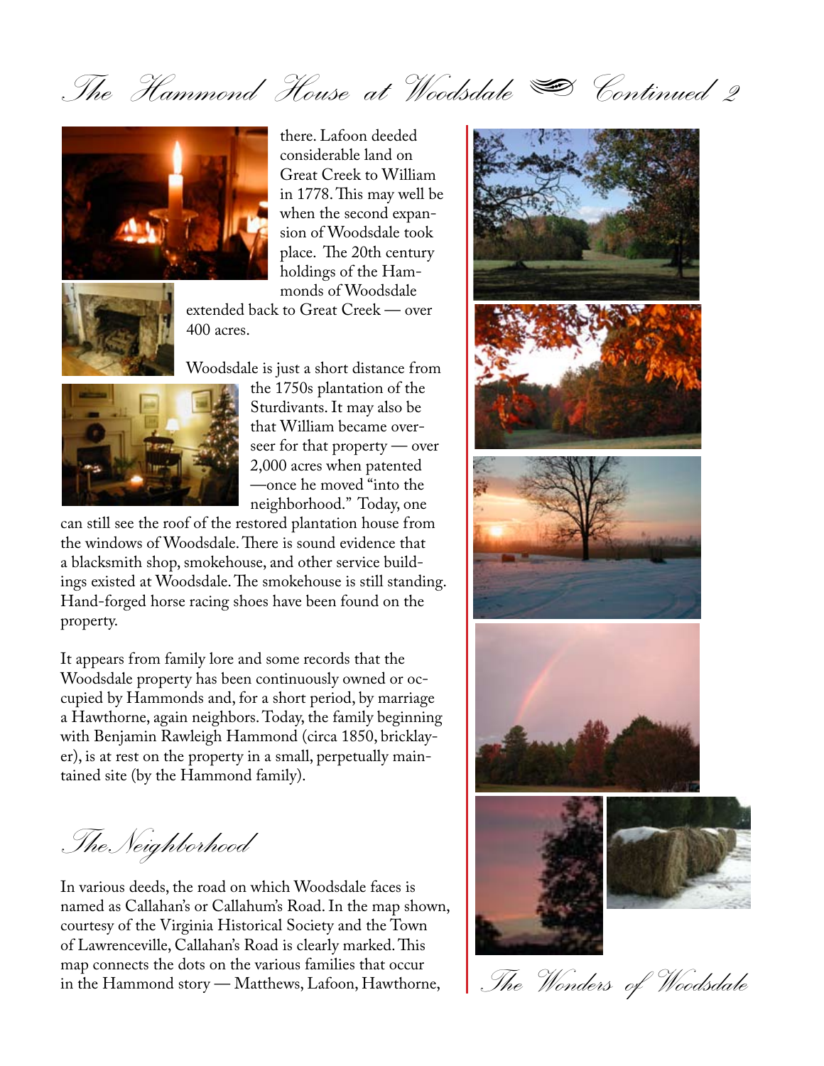# The Hammond House at Woodsdale — Continued 2

there. Lafoon deeded considerable land on Great Creek to William in 1778. This may well be when the second expansion of Woodsdale took place. The 20th century holdings of the Hammonds of Woodsdale extended back to Great Creek — over 400 acres.

Woodsdale is just a short distance from the 1750s plantation of the Sturdivants. It may also be that William became overseer for that property — over 2,000 acres when patented —once he moved "into the neighborhood." Today, one can still see the roof of the restored plantation house from the windows of Woodsdale. There is sound evidence that a blacksmith shop, smokehouse, and other service buildings existed at Woodsdale. The smokehouse is still standing. Hand-forged horse racing shoes have been found on the property.

It appears from family lore and some records that the Woodsdale property has been continuously owned or occupied by Hammonds and, for a short period, by marriage a Hawthorne, again neighbors. Today, the family beginning with Benjamin Rawleigh Hammond (circa 1850, bricklayer), is at rest on the property in a small, perpetually maintained site (by the Hammond family).

## The Neighborhood

In various deeds, the road on which Woodsdale faces is named as Callahan's or Callahum's Road. In the map shown, courtesy of the Virginia Historical Society and the Town of Lawrenceville, Callahan's Road is clearly marked. This map connects the dots on the various families that occur in the Hammond story — Matthews, Lafoon, Hawthorne,

*The Wonders of Woodsdale*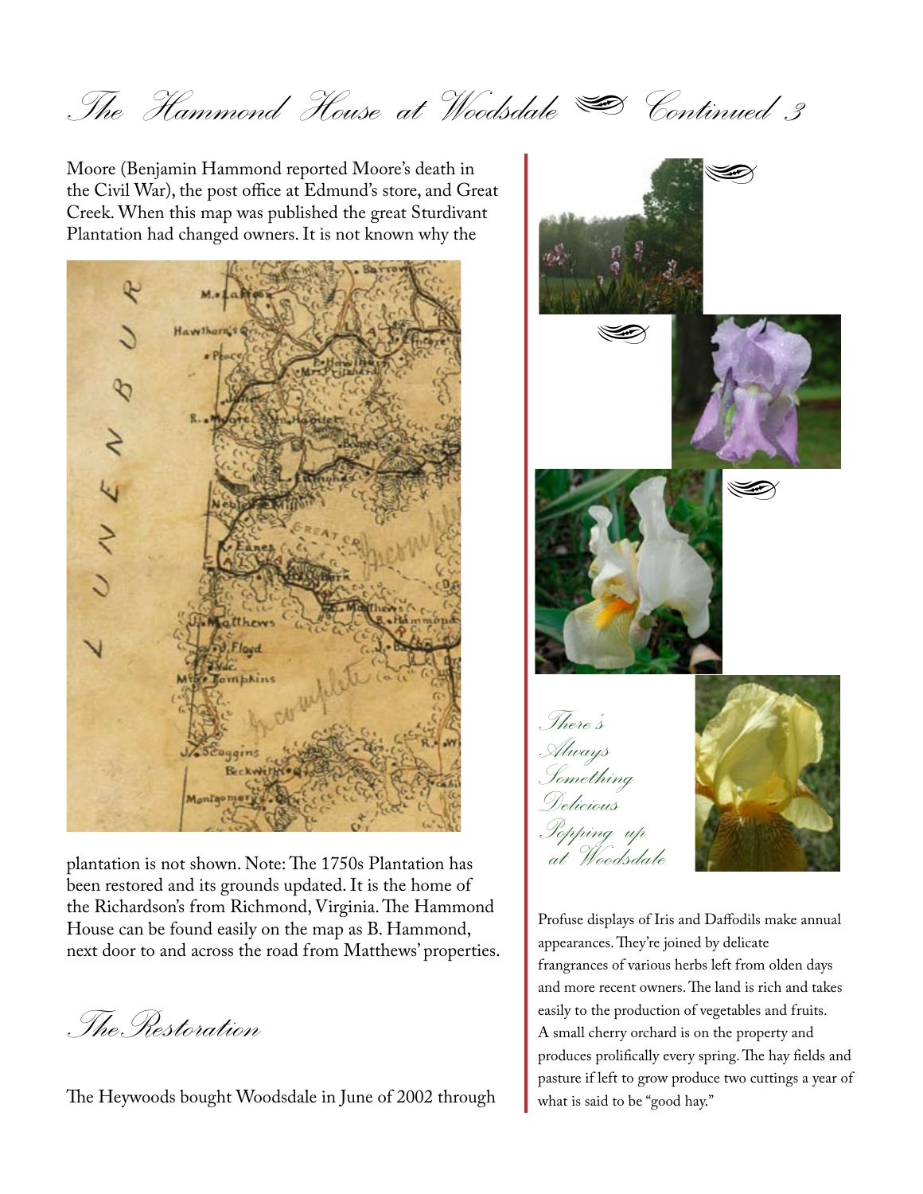# The Hammond House at Woodsdale — Continued 3

Moore (Benjamin Hammond reported Moore's death in the Civil War), the post office at Edmund's store, and Great Creek. When this map was published the great Sturdivant Plantation had changed owners. It is not known why the plantation is not shown. Note: The 1750s Plantation has been restored and its grounds updated. It is the home of the Richardson's from Richmond, Virginia. The Hammond House can be found easily on the map as B. Hammond, next door to and across the road from Matthews' properties.

## The Restoration

The Heywoods bought Woodsdale in June of 2002 through

*There's Always Something Delicious Popping up at Woodsdale*

Profuse displays of Iris and Daffodils make annual appearances. They're joined by delicate frangrances of various herbs left from olden days and more recent owners. The land is rich and takes easily to the production of vegetables and fruits. A small cherry orchard is on the property and produces prolifically every spring. The hay fields and pasture if left to grow produce two cuttings a year of what is said to be "good hay."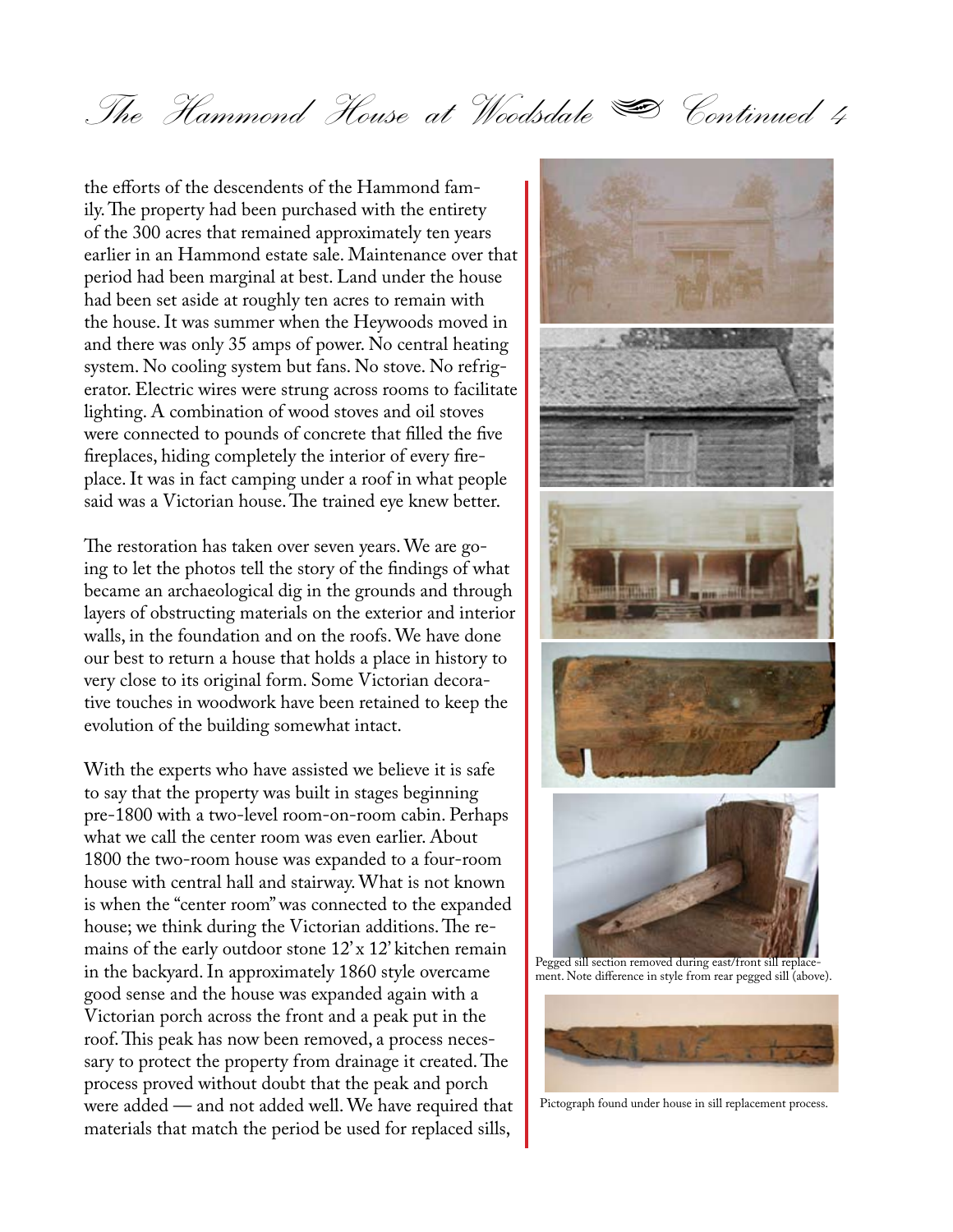the efforts of the descendents of the Hammond family. The property had been purchased with the entirety of the 300 acres that remained approximately ten years earlier in an Hammond estate sale. Maintenance over that period had been marginal at best. Land under the house had been set aside at roughly ten acres to remain with the house. It was summer when the Heywoods moved in and there was only 35 amps of power. No central heating system. No cooling system but fans. No stove. No refrigerator. Electric wires were strung across rooms to facilitate lighting. A combination of wood stoves and oil stoves were connected to pounds of concrete that filled the five fireplaces, hiding completely the interior of every fireplace. It was in fact camping under a roof in what people said was a Victorian house. The trained eye knew better.

The restoration has taken over seven years. We are going to let the photos tell the story of the findings of what became an archaeological dig in the grounds and through layers of obstructing materials on the exterior and interior walls, in the foundation and on the roofs. We have done our best to return a house that holds a place in history to very close to its original form. Some Victorian decorative touches in woodwork have been retained to keep the evolution of the building somewhat intact.

With the experts who have assisted we believe it is safe to say that the property was built in stages beginning pre-1800 with a two-level room-on-room cabin. Perhaps what we call the center room was even earlier. About 1800 the two-room house was expanded to a four-room house with central hall and stairway. What is not known is when the "center room" was connected to the expanded house; we think during the Victorian additions. The remains of the early outdoor stone 12' x 12' kitchen remain in the backyard. In approximately 1860 style overcame good sense and the house was expanded again with a Victorian porch across the front and a peak put in the roof. This peak has now been removed, a process necessary to protect the property from drainage it created. The process proved without doubt that the peak and porch were added — and not added well. We have required that materials that match the period be used for replaced sills,

Pegged sill section removed during east/front sill replacement. Note difference in style from rear pegged sill (above).

Pictograph found under house in sill replacement process.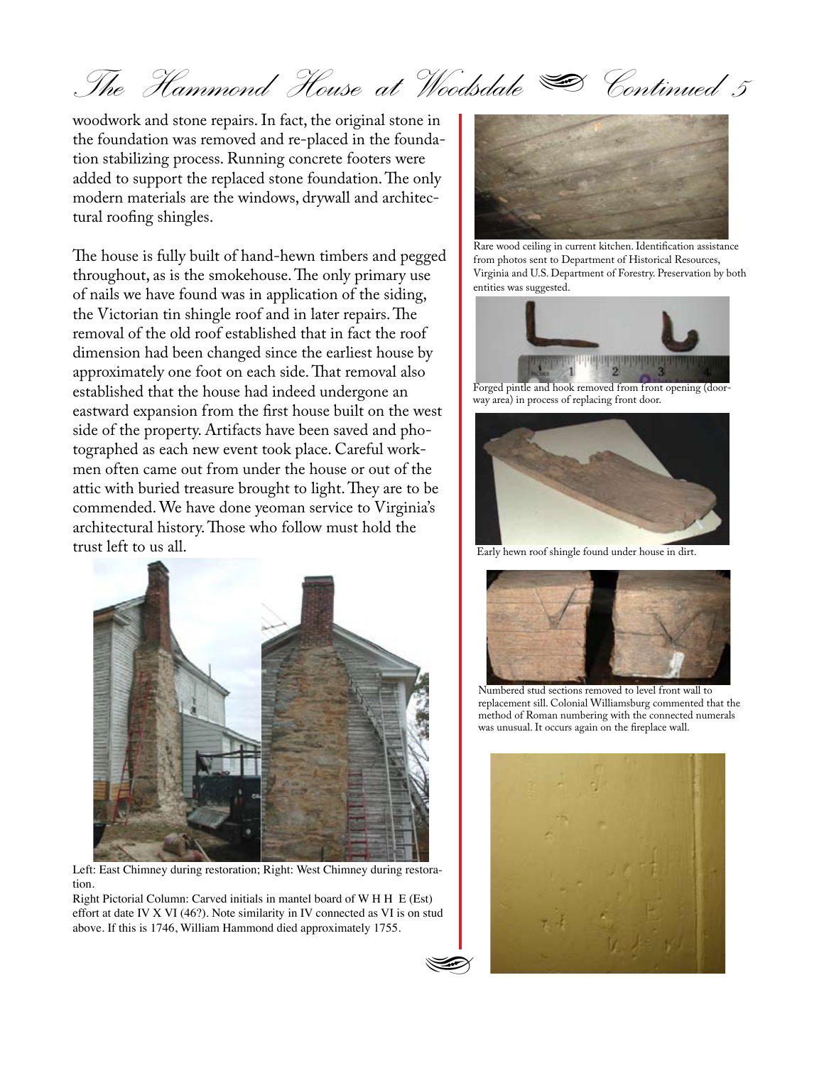woodwork and stone repairs. In fact, the original stone in the foundation was removed and re-placed in the foundation stabilizing process. Running concrete footers were added to support the replaced stone foundation. The only modern materials are the windows, drywall and architectural roofing shingles.

The house is fully built of hand-hewn timbers and pegged throughout, as is the smokehouse. The only primary use of nails we have found was in application of the siding, the Victorian tin shingle roof and in later repairs. The removal of the old roof established that in fact the roof dimension had been changed since the earliest house by approximately one foot on each side. That removal also established that the house had indeed undergone an eastward expansion from the first house built on the west side of the property. Artifacts have been saved and photographed as each new event took place. Careful workmen often came out from under the house or out of the attic with buried treasure brought to light. They are to be commended. We have done yeoman service to Virginia's architectural history. Those who follow must hold the trust left to us all.

Left: East Chimney during restoration; Right: West Chimney during restoration.

Right Pictorial Column: Carved initials in mantel board of W H H E (Est) effort at date IV X VI (46?). Note similarity in IV connected as VI is on stud above. If this is 1746, William Hammond died approximately 1755.

Rare wood ceiling in current kitchen. Identification assistance from photos sent to Department of Historical Resources, Virginia and U.S. Department of Forestry. Preservation by both entities was suggested.

Forged pintle and hook removed from front opening (doorway area) in process of replacing front door.

Early hewn roof shingle found under house in dirt.

Numbered stud sections removed to level front wall to replacement sill. Colonial Williamsburg commented that the method of Roman numbering with the connected numerals was unusual. It occurs again on the fireplace wall.